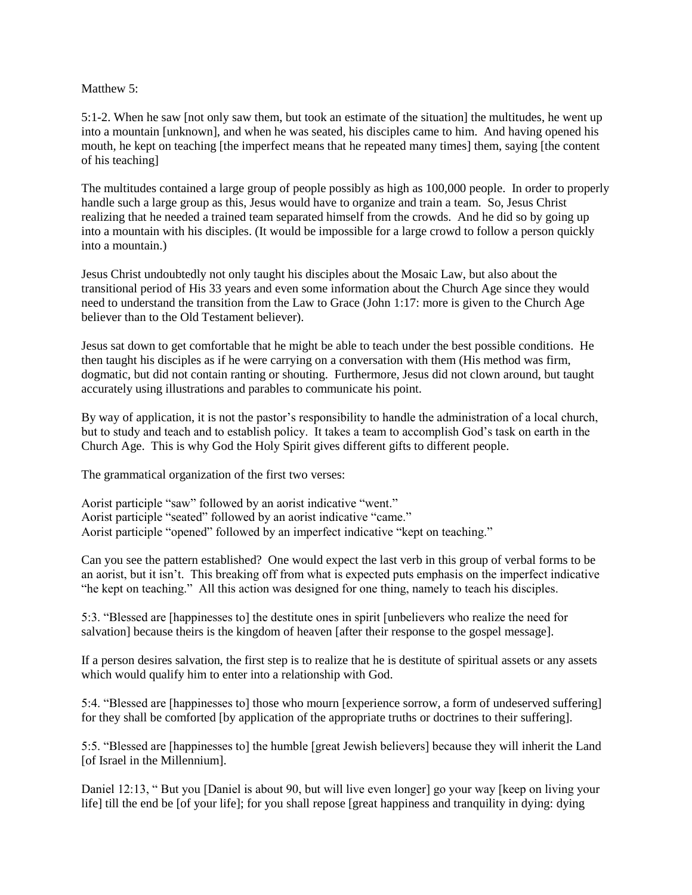Matthew 5:

5:1-2. When he saw [not only saw them, but took an estimate of the situation] the multitudes, he went up into a mountain [unknown], and when he was seated, his disciples came to him. And having opened his mouth, he kept on teaching [the imperfect means that he repeated many times] them, saying [the content of his teaching]

The multitudes contained a large group of people possibly as high as 100,000 people. In order to properly handle such a large group as this, Jesus would have to organize and train a team. So, Jesus Christ realizing that he needed a trained team separated himself from the crowds. And he did so by going up into a mountain with his disciples. (It would be impossible for a large crowd to follow a person quickly into a mountain.)

Jesus Christ undoubtedly not only taught his disciples about the Mosaic Law, but also about the transitional period of His 33 years and even some information about the Church Age since they would need to understand the transition from the Law to Grace (John 1:17: more is given to the Church Age believer than to the Old Testament believer).

Jesus sat down to get comfortable that he might be able to teach under the best possible conditions. He then taught his disciples as if he were carrying on a conversation with them (His method was firm, dogmatic, but did not contain ranting or shouting. Furthermore, Jesus did not clown around, but taught accurately using illustrations and parables to communicate his point.

By way of application, it is not the pastor's responsibility to handle the administration of a local church, but to study and teach and to establish policy. It takes a team to accomplish God's task on earth in the Church Age. This is why God the Holy Spirit gives different gifts to different people.

The grammatical organization of the first two verses:

Aorist participle "saw" followed by an aorist indicative "went."
Aorist participle "seated" followed by an aorist indicative "came."
Aorist participle "opened" followed by an imperfect indicative "kept on teaching."

Can you see the pattern established? One would expect the last verb in this group of verbal forms to be an aorist, but it isn't. This breaking off from what is expected puts emphasis on the imperfect indicative "he kept on teaching." All this action was designed for one thing, namely to teach his disciples.

5:3. "Blessed are [happinesses to] the destitute ones in spirit [unbelievers who realize the need for salvation] because theirs is the kingdom of heaven [after their response to the gospel message].

If a person desires salvation, the first step is to realize that he is destitute of spiritual assets or any assets which would qualify him to enter into a relationship with God.

5:4. "Blessed are [happinesses to] those who mourn [experience sorrow, a form of undeserved suffering] for they shall be comforted [by application of the appropriate truths or doctrines to their suffering].

5:5. "Blessed are [happinesses to] the humble [great Jewish believers] because they will inherit the Land [of Israel in the Millennium].

Daniel 12:13, " But you [Daniel is about 90, but will live even longer] go your way [keep on living your life] till the end be [of your life]; for you shall repose [great happiness and tranquility in dying: dying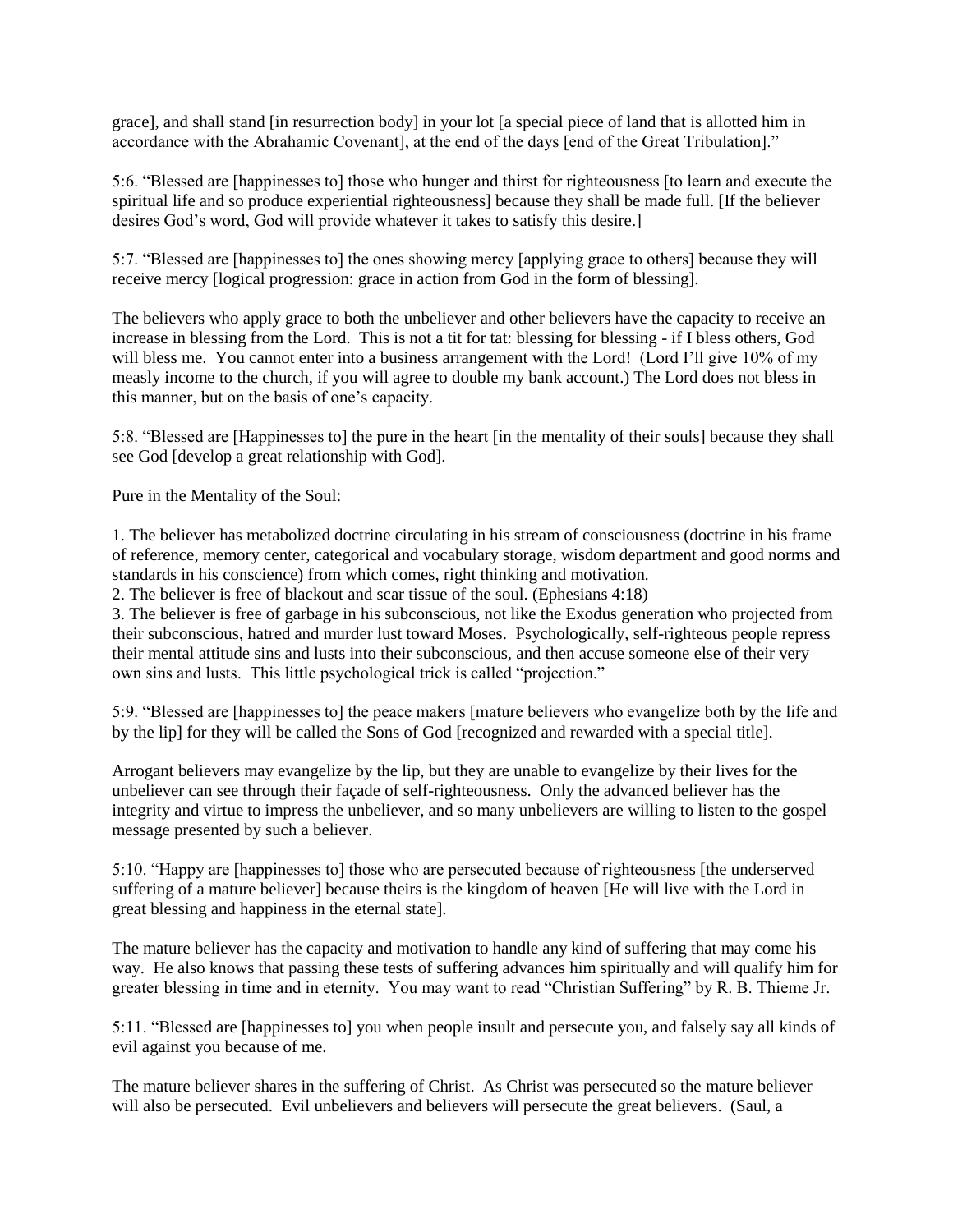grace], and shall stand [in resurrection body] in your lot [a special piece of land that is allotted him in accordance with the Abrahamic Covenant], at the end of the days [end of the Great Tribulation]."

5:6. "Blessed are [happinesses to] those who hunger and thirst for righteousness [to learn and execute the spiritual life and so produce experiential righteousness] because they shall be made full. [If the believer desires God's word, God will provide whatever it takes to satisfy this desire.]

5:7. "Blessed are [happinesses to] the ones showing mercy [applying grace to others] because they will receive mercy [logical progression: grace in action from God in the form of blessing].

The believers who apply grace to both the unbeliever and other believers have the capacity to receive an increase in blessing from the Lord. This is not a tit for tat: blessing for blessing - if I bless others, God will bless me. You cannot enter into a business arrangement with the Lord! (Lord I'll give 10% of my measly income to the church, if you will agree to double my bank account.) The Lord does not bless in this manner, but on the basis of one's capacity.

5:8. "Blessed are [Happinesses to] the pure in the heart [in the mentality of their souls] because they shall see God [develop a great relationship with God].

Pure in the Mentality of the Soul:

1. The believer has metabolized doctrine circulating in his stream of consciousness (doctrine in his frame of reference, memory center, categorical and vocabulary storage, wisdom department and good norms and standards in his conscience) from which comes, right thinking and motivation.
2. The believer is free of blackout and scar tissue of the soul. (Ephesians 4:18)
3. The believer is free of garbage in his subconscious, not like the Exodus generation who projected from their subconscious, hatred and murder lust toward Moses. Psychologically, self-righteous people repress their mental attitude sins and lusts into their subconscious, and then accuse someone else of their very own sins and lusts. This little psychological trick is called "projection."

5:9. "Blessed are [happinesses to] the peace makers [mature believers who evangelize both by the life and by the lip] for they will be called the Sons of God [recognized and rewarded with a special title].

Arrogant believers may evangelize by the lip, but they are unable to evangelize by their lives for the unbeliever can see through their façade of self-righteousness. Only the advanced believer has the integrity and virtue to impress the unbeliever, and so many unbelievers are willing to listen to the gospel message presented by such a believer.

5:10. "Happy are [happinesses to] those who are persecuted because of righteousness [the underserved suffering of a mature believer] because theirs is the kingdom of heaven [He will live with the Lord in great blessing and happiness in the eternal state].

The mature believer has the capacity and motivation to handle any kind of suffering that may come his way. He also knows that passing these tests of suffering advances him spiritually and will qualify him for greater blessing in time and in eternity. You may want to read "Christian Suffering" by R. B. Thieme Jr.

5:11. "Blessed are [happinesses to] you when people insult and persecute you, and falsely say all kinds of evil against you because of me.

The mature believer shares in the suffering of Christ. As Christ was persecuted so the mature believer will also be persecuted. Evil unbelievers and believers will persecute the great believers. (Saul, a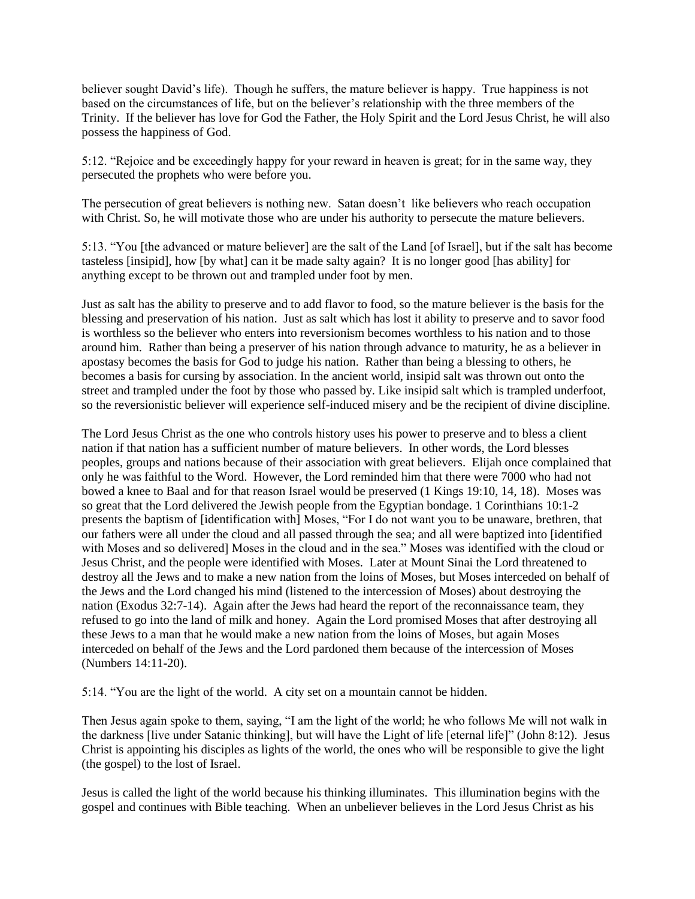believer sought David's life). Though he suffers, the mature believer is happy. True happiness is not based on the circumstances of life, but on the believer's relationship with the three members of the Trinity. If the believer has love for God the Father, the Holy Spirit and the Lord Jesus Christ, he will also possess the happiness of God.

5:12. "Rejoice and be exceedingly happy for your reward in heaven is great; for in the same way, they persecuted the prophets who were before you.

The persecution of great believers is nothing new. Satan doesn't like believers who reach occupation with Christ. So, he will motivate those who are under his authority to persecute the mature believers.

5:13. "You [the advanced or mature believer] are the salt of the Land [of Israel], but if the salt has become tasteless [insipid], how [by what] can it be made salty again? It is no longer good [has ability] for anything except to be thrown out and trampled under foot by men.

Just as salt has the ability to preserve and to add flavor to food, so the mature believer is the basis for the blessing and preservation of his nation. Just as salt which has lost it ability to preserve and to savor food is worthless so the believer who enters into reversionism becomes worthless to his nation and to those around him. Rather than being a preserver of his nation through advance to maturity, he as a believer in apostasy becomes the basis for God to judge his nation. Rather than being a blessing to others, he becomes a basis for cursing by association. In the ancient world, insipid salt was thrown out onto the street and trampled under the foot by those who passed by. Like insipid salt which is trampled underfoot, so the reversionistic believer will experience self-induced misery and be the recipient of divine discipline.

The Lord Jesus Christ as the one who controls history uses his power to preserve and to bless a client nation if that nation has a sufficient number of mature believers. In other words, the Lord blesses peoples, groups and nations because of their association with great believers. Elijah once complained that only he was faithful to the Word. However, the Lord reminded him that there were 7000 who had not bowed a knee to Baal and for that reason Israel would be preserved (1 Kings 19:10, 14, 18). Moses was so great that the Lord delivered the Jewish people from the Egyptian bondage. 1 Corinthians 10:1-2 presents the baptism of [identification with] Moses, "For I do not want you to be unaware, brethren, that our fathers were all under the cloud and all passed through the sea; and all were baptized into [identified with Moses and so delivered] Moses in the cloud and in the sea." Moses was identified with the cloud or Jesus Christ, and the people were identified with Moses. Later at Mount Sinai the Lord threatened to destroy all the Jews and to make a new nation from the loins of Moses, but Moses interceded on behalf of the Jews and the Lord changed his mind (listened to the intercession of Moses) about destroying the nation (Exodus 32:7-14). Again after the Jews had heard the report of the reconnaissance team, they refused to go into the land of milk and honey. Again the Lord promised Moses that after destroying all these Jews to a man that he would make a new nation from the loins of Moses, but again Moses interceded on behalf of the Jews and the Lord pardoned them because of the intercession of Moses (Numbers 14:11-20).

5:14. "You are the light of the world. A city set on a mountain cannot be hidden.

Then Jesus again spoke to them, saying, "I am the light of the world; he who follows Me will not walk in the darkness [live under Satanic thinking], but will have the Light of life [eternal life]" (John 8:12). Jesus Christ is appointing his disciples as lights of the world, the ones who will be responsible to give the light (the gospel) to the lost of Israel.

Jesus is called the light of the world because his thinking illuminates. This illumination begins with the gospel and continues with Bible teaching. When an unbeliever believes in the Lord Jesus Christ as his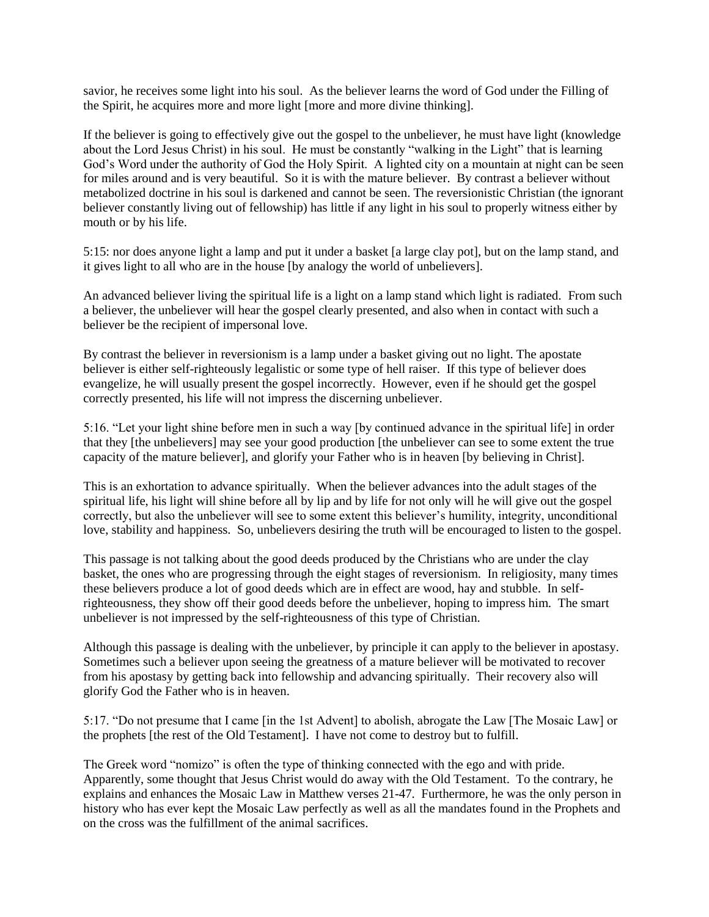savior, he receives some light into his soul. As the believer learns the word of God under the Filling of the Spirit, he acquires more and more light [more and more divine thinking].

If the believer is going to effectively give out the gospel to the unbeliever, he must have light (knowledge about the Lord Jesus Christ) in his soul. He must be constantly "walking in the Light" that is learning God's Word under the authority of God the Holy Spirit. A lighted city on a mountain at night can be seen for miles around and is very beautiful. So it is with the mature believer. By contrast a believer without metabolized doctrine in his soul is darkened and cannot be seen. The reversionistic Christian (the ignorant believer constantly living out of fellowship) has little if any light in his soul to properly witness either by mouth or by his life.

5:15: nor does anyone light a lamp and put it under a basket [a large clay pot], but on the lamp stand, and it gives light to all who are in the house [by analogy the world of unbelievers].

An advanced believer living the spiritual life is a light on a lamp stand which light is radiated. From such a believer, the unbeliever will hear the gospel clearly presented, and also when in contact with such a believer be the recipient of impersonal love.

By contrast the believer in reversionism is a lamp under a basket giving out no light. The apostate believer is either self-righteously legalistic or some type of hell raiser. If this type of believer does evangelize, he will usually present the gospel incorrectly. However, even if he should get the gospel correctly presented, his life will not impress the discerning unbeliever.

5:16. "Let your light shine before men in such a way [by continued advance in the spiritual life] in order that they [the unbelievers] may see your good production [the unbeliever can see to some extent the true capacity of the mature believer], and glorify your Father who is in heaven [by believing in Christ].

This is an exhortation to advance spiritually. When the believer advances into the adult stages of the spiritual life, his light will shine before all by lip and by life for not only will he will give out the gospel correctly, but also the unbeliever will see to some extent this believer's humility, integrity, unconditional love, stability and happiness. So, unbelievers desiring the truth will be encouraged to listen to the gospel.

This passage is not talking about the good deeds produced by the Christians who are under the clay basket, the ones who are progressing through the eight stages of reversionism. In religiosity, many times these believers produce a lot of good deeds which are in effect are wood, hay and stubble. In self-righteousness, they show off their good deeds before the unbeliever, hoping to impress him. The smart unbeliever is not impressed by the self-righteousness of this type of Christian.

Although this passage is dealing with the unbeliever, by principle it can apply to the believer in apostasy. Sometimes such a believer upon seeing the greatness of a mature believer will be motivated to recover from his apostasy by getting back into fellowship and advancing spiritually. Their recovery also will glorify God the Father who is in heaven.

5:17. "Do not presume that I came [in the 1st Advent] to abolish, abrogate the Law [The Mosaic Law] or the prophets [the rest of the Old Testament]. I have not come to destroy but to fulfill.

The Greek word "nomizo" is often the type of thinking connected with the ego and with pride. Apparently, some thought that Jesus Christ would do away with the Old Testament. To the contrary, he explains and enhances the Mosaic Law in Matthew verses 21-47. Furthermore, he was the only person in history who has ever kept the Mosaic Law perfectly as well as all the mandates found in the Prophets and on the cross was the fulfillment of the animal sacrifices.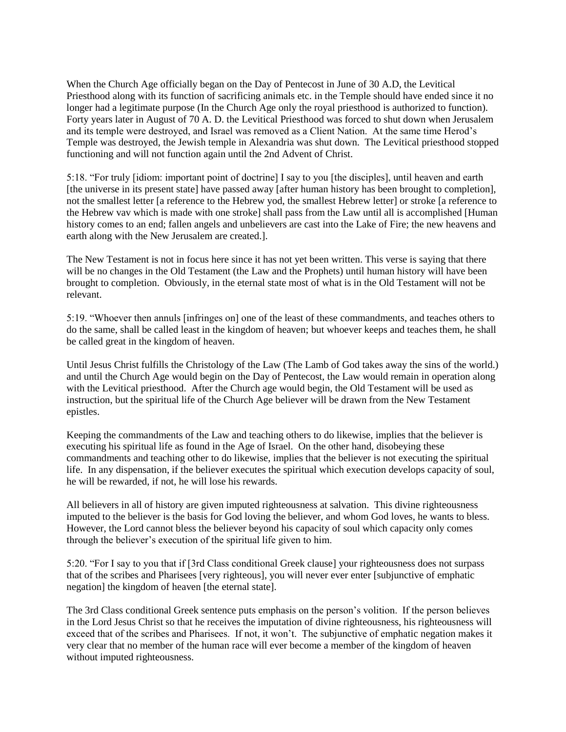When the Church Age officially began on the Day of Pentecost in June of 30 A.D, the Levitical Priesthood along with its function of sacrificing animals etc. in the Temple should have ended since it no longer had a legitimate purpose (In the Church Age only the royal priesthood is authorized to function). Forty years later in August of 70 A. D. the Levitical Priesthood was forced to shut down when Jerusalem and its temple were destroyed, and Israel was removed as a Client Nation. At the same time Herod's Temple was destroyed, the Jewish temple in Alexandria was shut down. The Levitical priesthood stopped functioning and will not function again until the 2nd Advent of Christ.

5:18. "For truly [idiom: important point of doctrine] I say to you [the disciples], until heaven and earth [the universe in its present state] have passed away [after human history has been brought to completion], not the smallest letter [a reference to the Hebrew yod, the smallest Hebrew letter] or stroke [a reference to the Hebrew vav which is made with one stroke] shall pass from the Law until all is accomplished [Human history comes to an end; fallen angels and unbelievers are cast into the Lake of Fire; the new heavens and earth along with the New Jerusalem are created.].

The New Testament is not in focus here since it has not yet been written. This verse is saying that there will be no changes in the Old Testament (the Law and the Prophets) until human history will have been brought to completion. Obviously, in the eternal state most of what is in the Old Testament will not be relevant.

5:19. "Whoever then annuls [infringes on] one of the least of these commandments, and teaches others to do the same, shall be called least in the kingdom of heaven; but whoever keeps and teaches them, he shall be called great in the kingdom of heaven.

Until Jesus Christ fulfills the Christology of the Law (The Lamb of God takes away the sins of the world.) and until the Church Age would begin on the Day of Pentecost, the Law would remain in operation along with the Levitical priesthood. After the Church age would begin, the Old Testament will be used as instruction, but the spiritual life of the Church Age believer will be drawn from the New Testament epistles.

Keeping the commandments of the Law and teaching others to do likewise, implies that the believer is executing his spiritual life as found in the Age of Israel. On the other hand, disobeying these commandments and teaching other to do likewise, implies that the believer is not executing the spiritual life. In any dispensation, if the believer executes the spiritual which execution develops capacity of soul, he will be rewarded, if not, he will lose his rewards.

All believers in all of history are given imputed righteousness at salvation. This divine righteousness imputed to the believer is the basis for God loving the believer, and whom God loves, he wants to bless. However, the Lord cannot bless the believer beyond his capacity of soul which capacity only comes through the believer's execution of the spiritual life given to him.

5:20. "For I say to you that if [3rd Class conditional Greek clause] your righteousness does not surpass that of the scribes and Pharisees [very righteous], you will never ever enter [subjunctive of emphatic negation] the kingdom of heaven [the eternal state].

The 3rd Class conditional Greek sentence puts emphasis on the person's volition. If the person believes in the Lord Jesus Christ so that he receives the imputation of divine righteousness, his righteousness will exceed that of the scribes and Pharisees. If not, it won't. The subjunctive of emphatic negation makes it very clear that no member of the human race will ever become a member of the kingdom of heaven without imputed righteousness.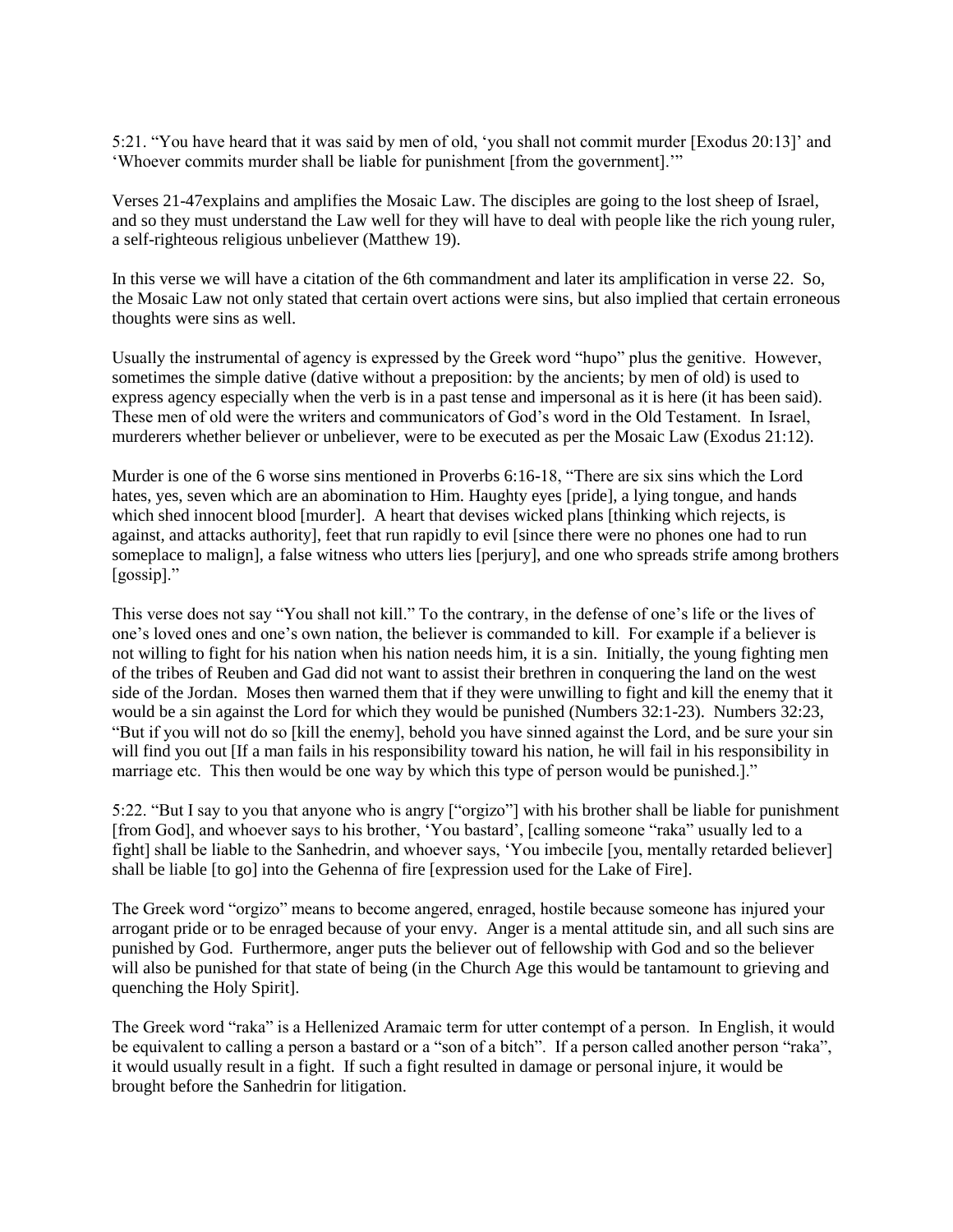5:21. “You have heard that it was said by men of old, ‘you shall not commit murder [Exodus 20:13]’ and ‘Whoever commits murder shall be liable for punishment [from the government].’”

Verses 21-47explains and amplifies the Mosaic Law. The disciples are going to the lost sheep of Israel, and so they must understand the Law well for they will have to deal with people like the rich young ruler, a self-righteous religious unbeliever (Matthew 19).

In this verse we will have a citation of the 6th commandment and later its amplification in verse 22. So, the Mosaic Law not only stated that certain overt actions were sins, but also implied that certain erroneous thoughts were sins as well.

Usually the instrumental of agency is expressed by the Greek word “hupo” plus the genitive. However, sometimes the simple dative (dative without a preposition: by the ancients; by men of old) is used to express agency especially when the verb is in a past tense and impersonal as it is here (it has been said). These men of old were the writers and communicators of God’s word in the Old Testament. In Israel, murderers whether believer or unbeliever, were to be executed as per the Mosaic Law (Exodus 21:12).

Murder is one of the 6 worse sins mentioned in Proverbs 6:16-18, “There are six sins which the Lord hates, yes, seven which are an abomination to Him. Haughty eyes [pride], a lying tongue, and hands which shed innocent blood [murder]. A heart that devises wicked plans [thinking which rejects, is against, and attacks authority], feet that run rapidly to evil [since there were no phones one had to run someplace to malign], a false witness who utters lies [perjury], and one who spreads strife among brothers [gossip].”

This verse does not say “You shall not kill.” To the contrary, in the defense of one’s life or the lives of one’s loved ones and one’s own nation, the believer is commanded to kill. For example if a believer is not willing to fight for his nation when his nation needs him, it is a sin. Initially, the young fighting men of the tribes of Reuben and Gad did not want to assist their brethren in conquering the land on the west side of the Jordan. Moses then warned them that if they were unwilling to fight and kill the enemy that it would be a sin against the Lord for which they would be punished (Numbers 32:1-23). Numbers 32:23, “But if you will not do so [kill the enemy], behold you have sinned against the Lord, and be sure your sin will find you out [If a man fails in his responsibility toward his nation, he will fail in his responsibility in marriage etc. This then would be one way by which this type of person would be punished.].”

5:22. “But I say to you that anyone who is angry [“orgizo”] with his brother shall be liable for punishment [from God], and whoever says to his brother, ‘You bastard’, [calling someone “raka” usually led to a fight] shall be liable to the Sanhedrin, and whoever says, ‘You imbecile [you, mentally retarded believer] shall be liable [to go] into the Gehenna of fire [expression used for the Lake of Fire].

The Greek word “orgizo” means to become angered, enraged, hostile because someone has injured your arrogant pride or to be enraged because of your envy. Anger is a mental attitude sin, and all such sins are punished by God. Furthermore, anger puts the believer out of fellowship with God and so the believer will also be punished for that state of being (in the Church Age this would be tantamount to grieving and quenching the Holy Spirit].

The Greek word “raka” is a Hellenized Aramaic term for utter contempt of a person. In English, it would be equivalent to calling a person a bastard or a “son of a bitch”. If a person called another person “raka”, it would usually result in a fight. If such a fight resulted in damage or personal injure, it would be brought before the Sanhedrin for litigation.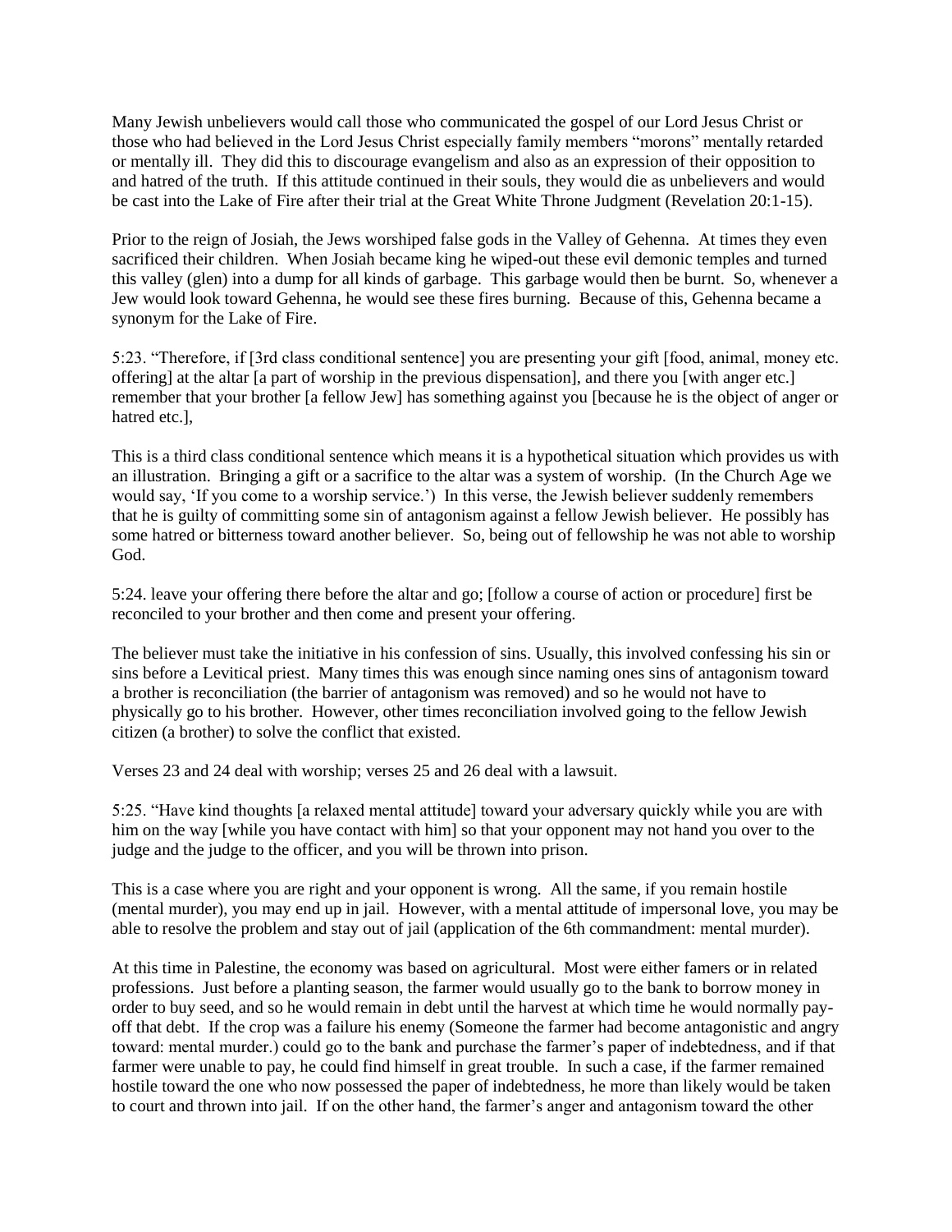Many Jewish unbelievers would call those who communicated the gospel of our Lord Jesus Christ or those who had believed in the Lord Jesus Christ especially family members "morons" mentally retarded or mentally ill. They did this to discourage evangelism and also as an expression of their opposition to and hatred of the truth. If this attitude continued in their souls, they would die as unbelievers and would be cast into the Lake of Fire after their trial at the Great White Throne Judgment (Revelation 20:1-15).

Prior to the reign of Josiah, the Jews worshiped false gods in the Valley of Gehenna. At times they even sacrificed their children. When Josiah became king he wiped-out these evil demonic temples and turned this valley (glen) into a dump for all kinds of garbage. This garbage would then be burnt. So, whenever a Jew would look toward Gehenna, he would see these fires burning. Because of this, Gehenna became a synonym for the Lake of Fire.

5:23. "Therefore, if [3rd class conditional sentence] you are presenting your gift [food, animal, money etc. offering] at the altar [a part of worship in the previous dispensation], and there you [with anger etc.] remember that your brother [a fellow Jew] has something against you [because he is the object of anger or hatred etc.],

This is a third class conditional sentence which means it is a hypothetical situation which provides us with an illustration. Bringing a gift or a sacrifice to the altar was a system of worship. (In the Church Age we would say, 'If you come to a worship service.') In this verse, the Jewish believer suddenly remembers that he is guilty of committing some sin of antagonism against a fellow Jewish believer. He possibly has some hatred or bitterness toward another believer. So, being out of fellowship he was not able to worship God.

5:24. leave your offering there before the altar and go; [follow a course of action or procedure] first be reconciled to your brother and then come and present your offering.

The believer must take the initiative in his confession of sins. Usually, this involved confessing his sin or sins before a Levitical priest. Many times this was enough since naming ones sins of antagonism toward a brother is reconciliation (the barrier of antagonism was removed) and so he would not have to physically go to his brother. However, other times reconciliation involved going to the fellow Jewish citizen (a brother) to solve the conflict that existed.

Verses 23 and 24 deal with worship; verses 25 and 26 deal with a lawsuit.

5:25. "Have kind thoughts [a relaxed mental attitude] toward your adversary quickly while you are with him on the way [while you have contact with him] so that your opponent may not hand you over to the judge and the judge to the officer, and you will be thrown into prison.

This is a case where you are right and your opponent is wrong. All the same, if you remain hostile (mental murder), you may end up in jail. However, with a mental attitude of impersonal love, you may be able to resolve the problem and stay out of jail (application of the 6th commandment: mental murder).

At this time in Palestine, the economy was based on agricultural. Most were either famers or in related professions. Just before a planting season, the farmer would usually go to the bank to borrow money in order to buy seed, and so he would remain in debt until the harvest at which time he would normally pay-off that debt. If the crop was a failure his enemy (Someone the farmer had become antagonistic and angry toward: mental murder.) could go to the bank and purchase the farmer's paper of indebtedness, and if that farmer were unable to pay, he could find himself in great trouble. In such a case, if the farmer remained hostile toward the one who now possessed the paper of indebtedness, he more than likely would be taken to court and thrown into jail. If on the other hand, the farmer's anger and antagonism toward the other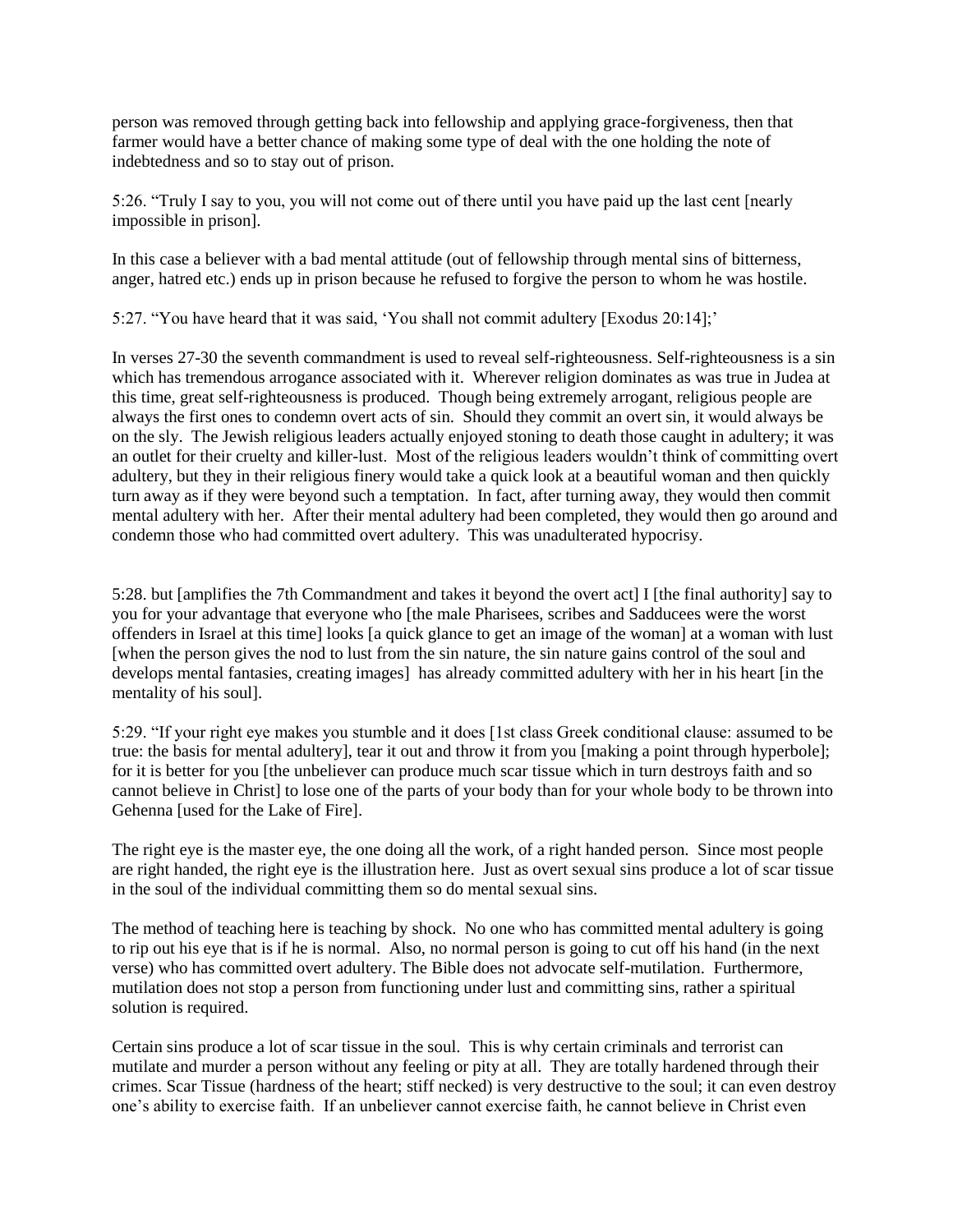person was removed through getting back into fellowship and applying grace-forgiveness, then that farmer would have a better chance of making some type of deal with the one holding the note of indebtedness and so to stay out of prison.

5:26. “Truly I say to you, you will not come out of there until you have paid up the last cent [nearly impossible in prison].

In this case a believer with a bad mental attitude (out of fellowship through mental sins of bitterness, anger, hatred etc.) ends up in prison because he refused to forgive the person to whom he was hostile.

5:27. “You have heard that it was said, ‘You shall not commit adultery [Exodus 20:14];’

In verses 27-30 the seventh commandment is used to reveal self-righteousness. Self-righteousness is a sin which has tremendous arrogance associated with it. Wherever religion dominates as was true in Judea at this time, great self-righteousness is produced. Though being extremely arrogant, religious people are always the first ones to condemn overt acts of sin. Should they commit an overt sin, it would always be on the sly. The Jewish religious leaders actually enjoyed stoning to death those caught in adultery; it was an outlet for their cruelty and killer-lust. Most of the religious leaders wouldn’t think of committing overt adultery, but they in their religious finery would take a quick look at a beautiful woman and then quickly turn away as if they were beyond such a temptation. In fact, after turning away, they would then commit mental adultery with her. After their mental adultery had been completed, they would then go around and condemn those who had committed overt adultery. This was unadulterated hypocrisy.

5:28. but [amplifies the 7th Commandment and takes it beyond the overt act] I [the final authority] say to you for your advantage that everyone who [the male Pharisees, scribes and Sadducees were the worst offenders in Israel at this time] looks [a quick glance to get an image of the woman] at a woman with lust [when the person gives the nod to lust from the sin nature, the sin nature gains control of the soul and develops mental fantasies, creating images] has already committed adultery with her in his heart [in the mentality of his soul].

5:29. “If your right eye makes you stumble and it does [1st class Greek conditional clause: assumed to be true: the basis for mental adultery], tear it out and throw it from you [making a point through hyperbole]; for it is better for you [the unbeliever can produce much scar tissue which in turn destroys faith and so cannot believe in Christ] to lose one of the parts of your body than for your whole body to be thrown into Gehenna [used for the Lake of Fire].

The right eye is the master eye, the one doing all the work, of a right handed person. Since most people are right handed, the right eye is the illustration here. Just as overt sexual sins produce a lot of scar tissue in the soul of the individual committing them so do mental sexual sins.

The method of teaching here is teaching by shock. No one who has committed mental adultery is going to rip out his eye that is if he is normal. Also, no normal person is going to cut off his hand (in the next verse) who has committed overt adultery. The Bible does not advocate self-mutilation. Furthermore, mutilation does not stop a person from functioning under lust and committing sins, rather a spiritual solution is required.

Certain sins produce a lot of scar tissue in the soul. This is why certain criminals and terrorist can mutilate and murder a person without any feeling or pity at all. They are totally hardened through their crimes. Scar Tissue (hardness of the heart; stiff necked) is very destructive to the soul; it can even destroy one’s ability to exercise faith. If an unbeliever cannot exercise faith, he cannot believe in Christ even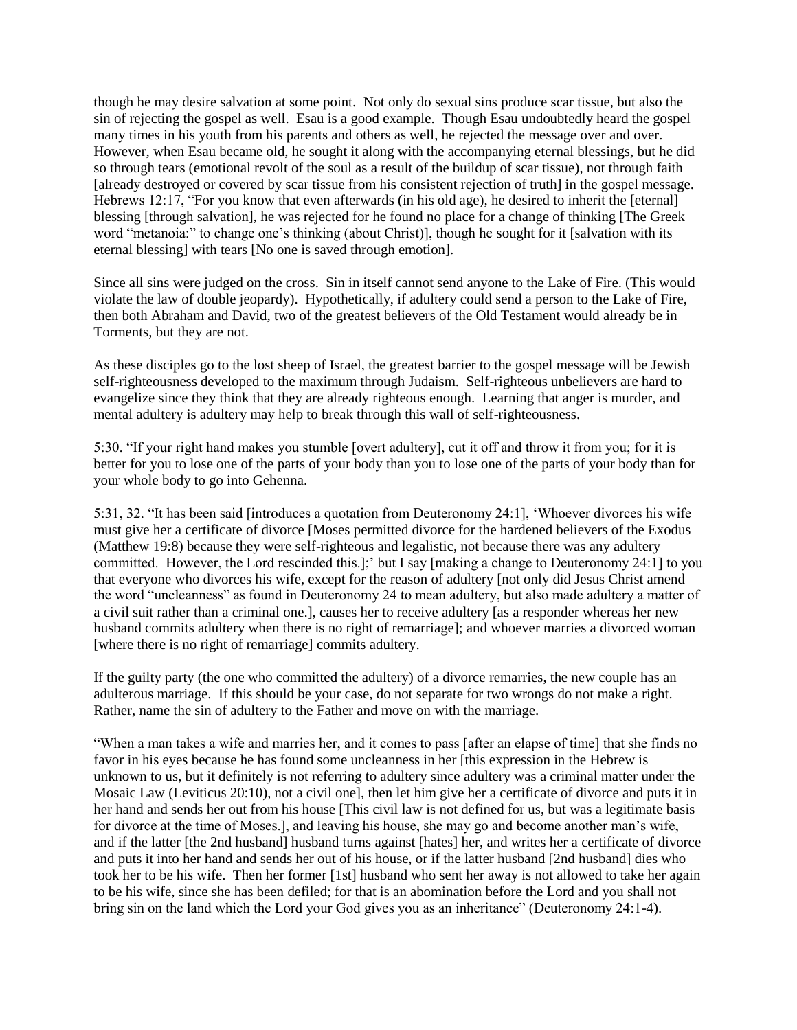though he may desire salvation at some point. Not only do sexual sins produce scar tissue, but also the sin of rejecting the gospel as well. Esau is a good example. Though Esau undoubtedly heard the gospel many times in his youth from his parents and others as well, he rejected the message over and over. However, when Esau became old, he sought it along with the accompanying eternal blessings, but he did so through tears (emotional revolt of the soul as a result of the buildup of scar tissue), not through faith [already destroyed or covered by scar tissue from his consistent rejection of truth] in the gospel message. Hebrews 12:17, "For you know that even afterwards (in his old age), he desired to inherit the [eternal] blessing [through salvation], he was rejected for he found no place for a change of thinking [The Greek word "metanoia:" to change one's thinking (about Christ)], though he sought for it [salvation with its eternal blessing] with tears [No one is saved through emotion].

Since all sins were judged on the cross. Sin in itself cannot send anyone to the Lake of Fire. (This would violate the law of double jeopardy). Hypothetically, if adultery could send a person to the Lake of Fire, then both Abraham and David, two of the greatest believers of the Old Testament would already be in Torments, but they are not.

As these disciples go to the lost sheep of Israel, the greatest barrier to the gospel message will be Jewish self-righteousness developed to the maximum through Judaism. Self-righteous unbelievers are hard to evangelize since they think that they are already righteous enough. Learning that anger is murder, and mental adultery is adultery may help to break through this wall of self-righteousness.

5:30. "If your right hand makes you stumble [overt adultery], cut it off and throw it from you; for it is better for you to lose one of the parts of your body than you to lose one of the parts of your body than for your whole body to go into Gehenna.

5:31, 32. "It has been said [introduces a quotation from Deuteronomy 24:1], 'Whoever divorces his wife must give her a certificate of divorce [Moses permitted divorce for the hardened believers of the Exodus (Matthew 19:8) because they were self-righteous and legalistic, not because there was any adultery committed. However, the Lord rescinded this.];' but I say [making a change to Deuteronomy 24:1] to you that everyone who divorces his wife, except for the reason of adultery [not only did Jesus Christ amend the word "uncleanness" as found in Deuteronomy 24 to mean adultery, but also made adultery a matter of a civil suit rather than a criminal one.], causes her to receive adultery [as a responder whereas her new husband commits adultery when there is no right of remarriage]; and whoever marries a divorced woman [where there is no right of remarriage] commits adultery.

If the guilty party (the one who committed the adultery) of a divorce remarries, the new couple has an adulterous marriage. If this should be your case, do not separate for two wrongs do not make a right. Rather, name the sin of adultery to the Father and move on with the marriage.

"When a man takes a wife and marries her, and it comes to pass [after an elapse of time] that she finds no favor in his eyes because he has found some uncleanness in her [this expression in the Hebrew is unknown to us, but it definitely is not referring to adultery since adultery was a criminal matter under the Mosaic Law (Leviticus 20:10), not a civil one], then let him give her a certificate of divorce and puts it in her hand and sends her out from his house [This civil law is not defined for us, but was a legitimate basis for divorce at the time of Moses.], and leaving his house, she may go and become another man's wife, and if the latter [the 2nd husband] husband turns against [hates] her, and writes her a certificate of divorce and puts it into her hand and sends her out of his house, or if the latter husband [2nd husband] dies who took her to be his wife. Then her former [1st] husband who sent her away is not allowed to take her again to be his wife, since she has been defiled; for that is an abomination before the Lord and you shall not bring sin on the land which the Lord your God gives you as an inheritance" (Deuteronomy 24:1-4).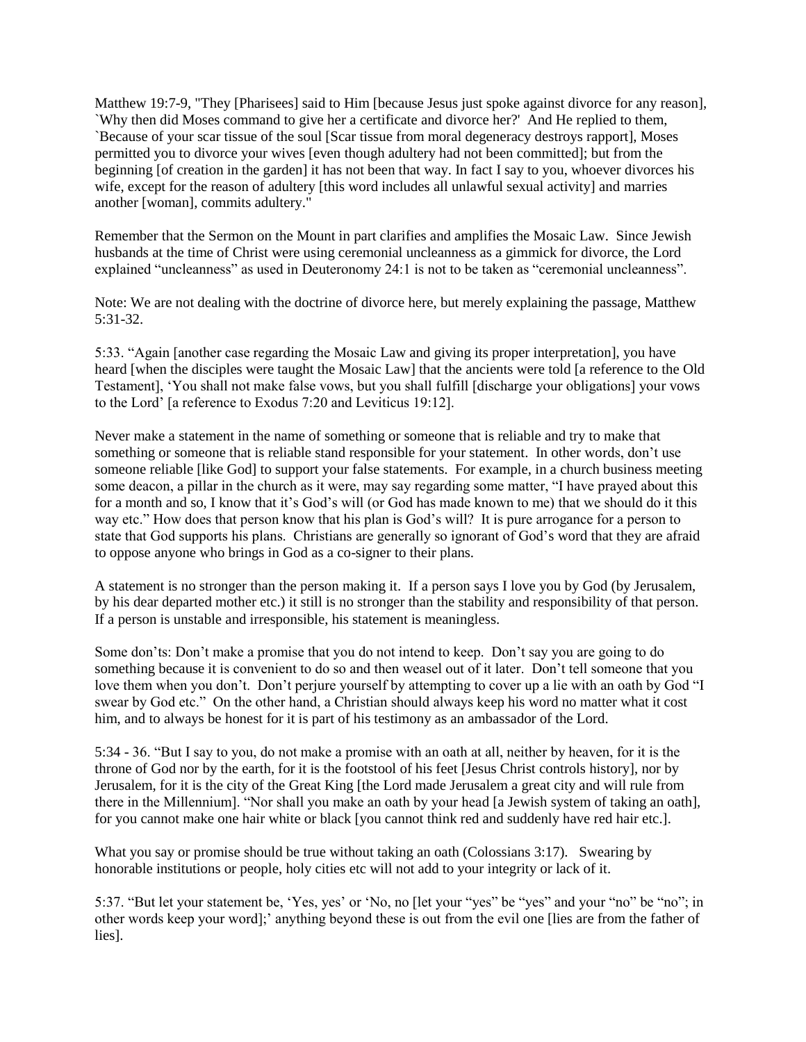Matthew 19:7-9, "They [Pharisees] said to Him [because Jesus just spoke against divorce for any reason], `Why then did Moses command to give her a certificate and divorce her?' And He replied to them, `Because of your scar tissue of the soul [Scar tissue from moral degeneracy destroys rapport], Moses permitted you to divorce your wives [even though adultery had not been committed]; but from the beginning [of creation in the garden] it has not been that way. In fact I say to you, whoever divorces his wife, except for the reason of adultery [this word includes all unlawful sexual activity] and marries another [woman], commits adultery."

Remember that the Sermon on the Mount in part clarifies and amplifies the Mosaic Law. Since Jewish husbands at the time of Christ were using ceremonial uncleanness as a gimmick for divorce, the Lord explained "uncleanness" as used in Deuteronomy 24:1 is not to be taken as "ceremonial uncleanness".

Note: We are not dealing with the doctrine of divorce here, but merely explaining the passage, Matthew 5:31-32.

5:33. "Again [another case regarding the Mosaic Law and giving its proper interpretation], you have heard [when the disciples were taught the Mosaic Law] that the ancients were told [a reference to the Old Testament], 'You shall not make false vows, but you shall fulfill [discharge your obligations] your vows to the Lord' [a reference to Exodus 7:20 and Leviticus 19:12].

Never make a statement in the name of something or someone that is reliable and try to make that something or someone that is reliable stand responsible for your statement. In other words, don't use someone reliable [like God] to support your false statements. For example, in a church business meeting some deacon, a pillar in the church as it were, may say regarding some matter, "I have prayed about this for a month and so, I know that it's God's will (or God has made known to me) that we should do it this way etc." How does that person know that his plan is God's will? It is pure arrogance for a person to state that God supports his plans. Christians are generally so ignorant of God's word that they are afraid to oppose anyone who brings in God as a co-signer to their plans.

A statement is no stronger than the person making it. If a person says I love you by God (by Jerusalem, by his dear departed mother etc.) it still is no stronger than the stability and responsibility of that person. If a person is unstable and irresponsible, his statement is meaningless.

Some don'ts: Don't make a promise that you do not intend to keep. Don't say you are going to do something because it is convenient to do so and then weasel out of it later. Don't tell someone that you love them when you don't. Don't perjure yourself by attempting to cover up a lie with an oath by God "I swear by God etc." On the other hand, a Christian should always keep his word no matter what it cost him, and to always be honest for it is part of his testimony as an ambassador of the Lord.

5:34 - 36. "But I say to you, do not make a promise with an oath at all, neither by heaven, for it is the throne of God nor by the earth, for it is the footstool of his feet [Jesus Christ controls history], nor by Jerusalem, for it is the city of the Great King [the Lord made Jerusalem a great city and will rule from there in the Millennium]. "Nor shall you make an oath by your head [a Jewish system of taking an oath], for you cannot make one hair white or black [you cannot think red and suddenly have red hair etc.].

What you say or promise should be true without taking an oath (Colossians 3:17). Swearing by honorable institutions or people, holy cities etc will not add to your integrity or lack of it.

5:37. "But let your statement be, 'Yes, yes' or 'No, no [let your "yes" be "yes" and your "no" be "no"; in other words keep your word];' anything beyond these is out from the evil one [lies are from the father of lies].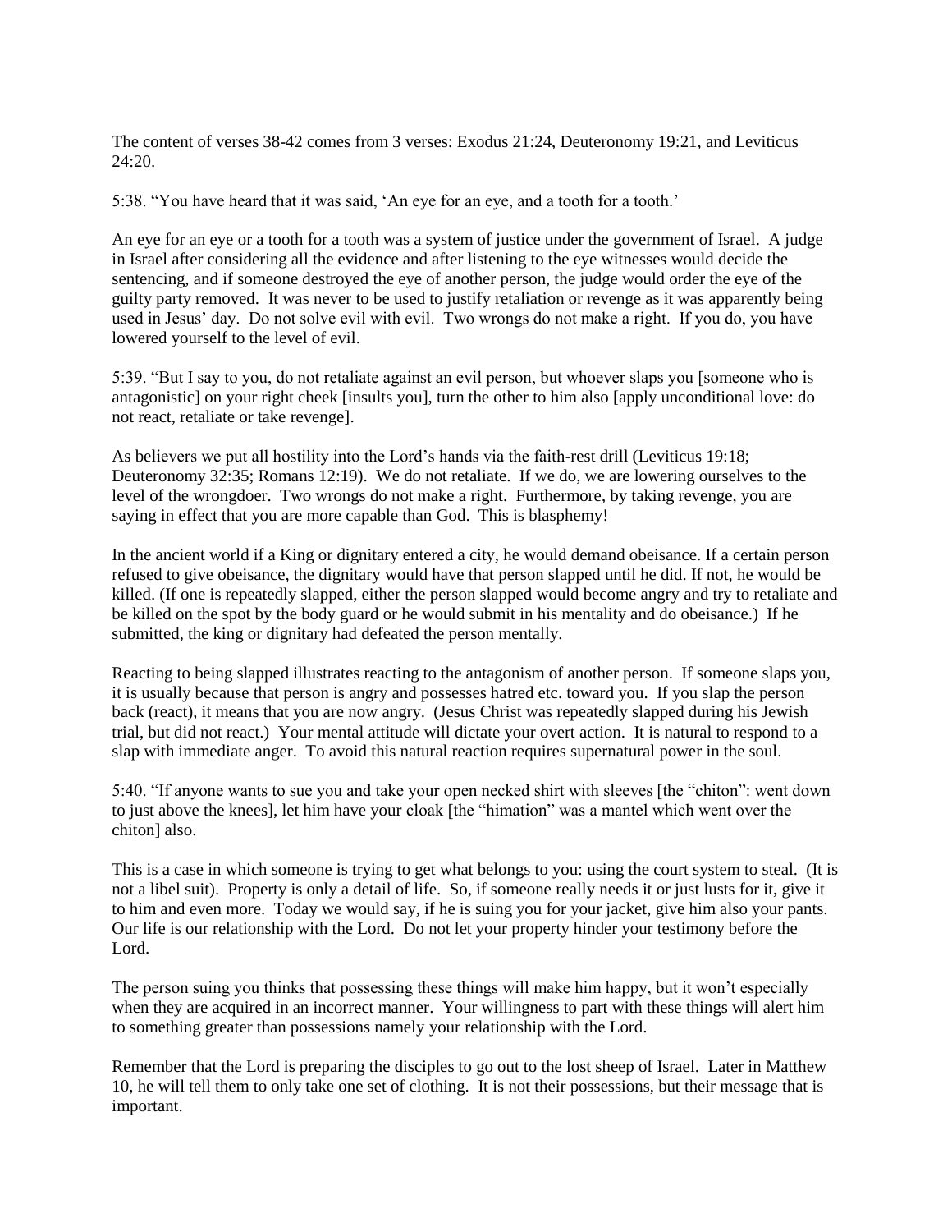The content of verses 38-42 comes from 3 verses: Exodus 21:24, Deuteronomy 19:21, and Leviticus 24:20.

5:38. "You have heard that it was said, 'An eye for an eye, and a tooth for a tooth.'

An eye for an eye or a tooth for a tooth was a system of justice under the government of Israel. A judge in Israel after considering all the evidence and after listening to the eye witnesses would decide the sentencing, and if someone destroyed the eye of another person, the judge would order the eye of the guilty party removed. It was never to be used to justify retaliation or revenge as it was apparently being used in Jesus' day. Do not solve evil with evil. Two wrongs do not make a right. If you do, you have lowered yourself to the level of evil.

5:39. "But I say to you, do not retaliate against an evil person, but whoever slaps you [someone who is antagonistic] on your right cheek [insults you], turn the other to him also [apply unconditional love: do not react, retaliate or take revenge].

As believers we put all hostility into the Lord's hands via the faith-rest drill (Leviticus 19:18; Deuteronomy 32:35; Romans 12:19). We do not retaliate. If we do, we are lowering ourselves to the level of the wrongdoer. Two wrongs do not make a right. Furthermore, by taking revenge, you are saying in effect that you are more capable than God. This is blasphemy!

In the ancient world if a King or dignitary entered a city, he would demand obeisance. If a certain person refused to give obeisance, the dignitary would have that person slapped until he did. If not, he would be killed. (If one is repeatedly slapped, either the person slapped would become angry and try to retaliate and be killed on the spot by the body guard or he would submit in his mentality and do obeisance.) If he submitted, the king or dignitary had defeated the person mentally.

Reacting to being slapped illustrates reacting to the antagonism of another person. If someone slaps you, it is usually because that person is angry and possesses hatred etc. toward you. If you slap the person back (react), it means that you are now angry. (Jesus Christ was repeatedly slapped during his Jewish trial, but did not react.) Your mental attitude will dictate your overt action. It is natural to respond to a slap with immediate anger. To avoid this natural reaction requires supernatural power in the soul.

5:40. "If anyone wants to sue you and take your open necked shirt with sleeves [the "chiton": went down to just above the knees], let him have your cloak [the "himation" was a mantel which went over the chiton] also.

This is a case in which someone is trying to get what belongs to you: using the court system to steal. (It is not a libel suit). Property is only a detail of life. So, if someone really needs it or just lusts for it, give it to him and even more. Today we would say, if he is suing you for your jacket, give him also your pants. Our life is our relationship with the Lord. Do not let your property hinder your testimony before the Lord.

The person suing you thinks that possessing these things will make him happy, but it won't especially when they are acquired in an incorrect manner. Your willingness to part with these things will alert him to something greater than possessions namely your relationship with the Lord.

Remember that the Lord is preparing the disciples to go out to the lost sheep of Israel. Later in Matthew 10, he will tell them to only take one set of clothing. It is not their possessions, but their message that is important.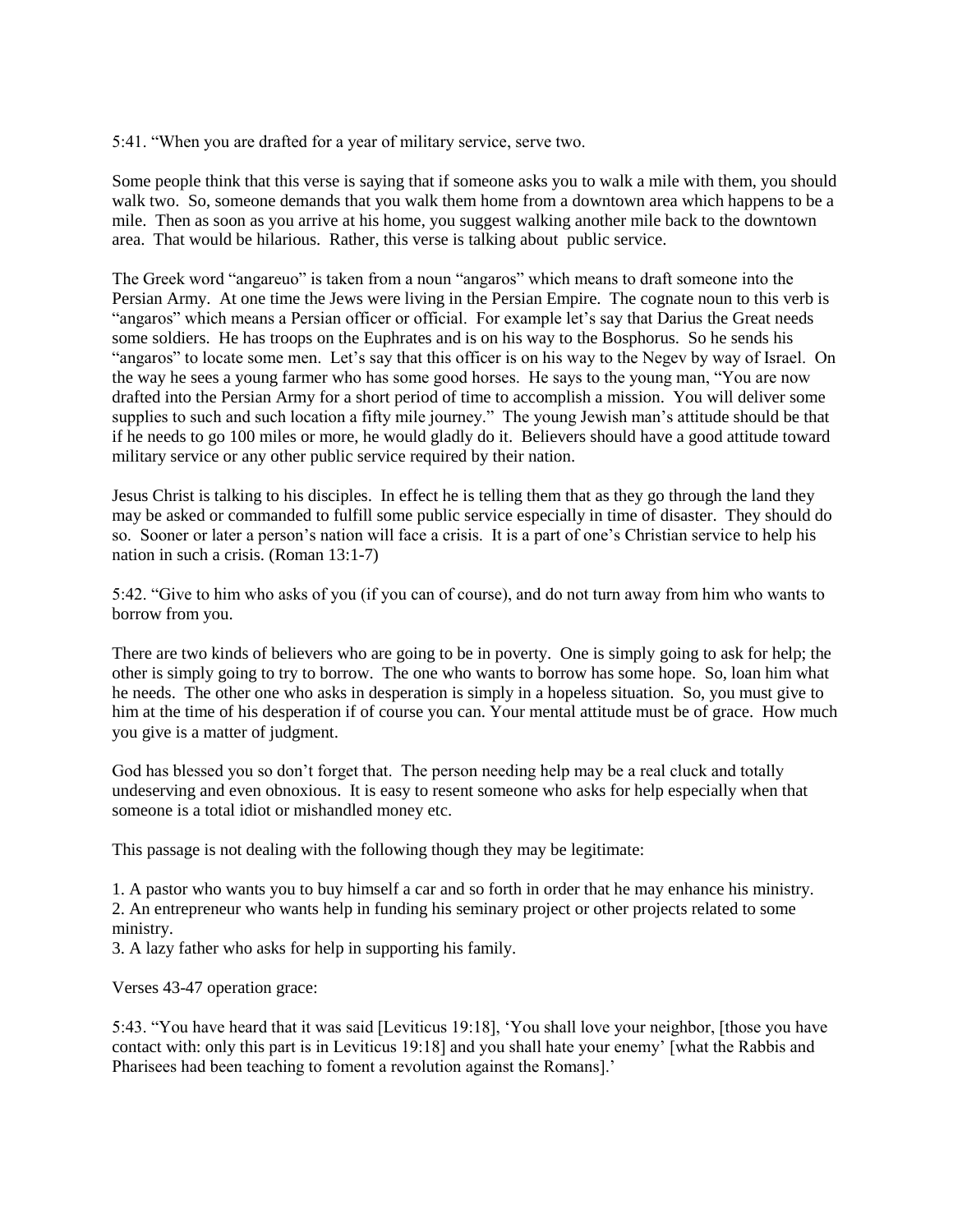5:41. "When you are drafted for a year of military service, serve two.

Some people think that this verse is saying that if someone asks you to walk a mile with them, you should walk two. So, someone demands that you walk them home from a downtown area which happens to be a mile. Then as soon as you arrive at his home, you suggest walking another mile back to the downtown area. That would be hilarious. Rather, this verse is talking about public service.

The Greek word "angareuo" is taken from a noun "angaros" which means to draft someone into the Persian Army. At one time the Jews were living in the Persian Empire. The cognate noun to this verb is "angaros" which means a Persian officer or official. For example let's say that Darius the Great needs some soldiers. He has troops on the Euphrates and is on his way to the Bosphorus. So he sends his "angaros" to locate some men. Let's say that this officer is on his way to the Negev by way of Israel. On the way he sees a young farmer who has some good horses. He says to the young man, "You are now drafted into the Persian Army for a short period of time to accomplish a mission. You will deliver some supplies to such and such location a fifty mile journey." The young Jewish man's attitude should be that if he needs to go 100 miles or more, he would gladly do it. Believers should have a good attitude toward military service or any other public service required by their nation.

Jesus Christ is talking to his disciples. In effect he is telling them that as they go through the land they may be asked or commanded to fulfill some public service especially in time of disaster. They should do so. Sooner or later a person's nation will face a crisis. It is a part of one's Christian service to help his nation in such a crisis. (Roman 13:1-7)

5:42. "Give to him who asks of you (if you can of course), and do not turn away from him who wants to borrow from you.

There are two kinds of believers who are going to be in poverty. One is simply going to ask for help; the other is simply going to try to borrow. The one who wants to borrow has some hope. So, loan him what he needs. The other one who asks in desperation is simply in a hopeless situation. So, you must give to him at the time of his desperation if of course you can. Your mental attitude must be of grace. How much you give is a matter of judgment.

God has blessed you so don't forget that. The person needing help may be a real cluck and totally undeserving and even obnoxious. It is easy to resent someone who asks for help especially when that someone is a total idiot or mishandled money etc.

This passage is not dealing with the following though they may be legitimate:

1. A pastor who wants you to buy himself a car and so forth in order that he may enhance his ministry.
2. An entrepreneur who wants help in funding his seminary project or other projects related to some ministry.
3. A lazy father who asks for help in supporting his family.

Verses 43-47 operation grace:

5:43. "You have heard that it was said [Leviticus 19:18], 'You shall love your neighbor, [those you have contact with: only this part is in Leviticus 19:18] and you shall hate your enemy' [what the Rabbis and Pharisees had been teaching to foment a revolution against the Romans].'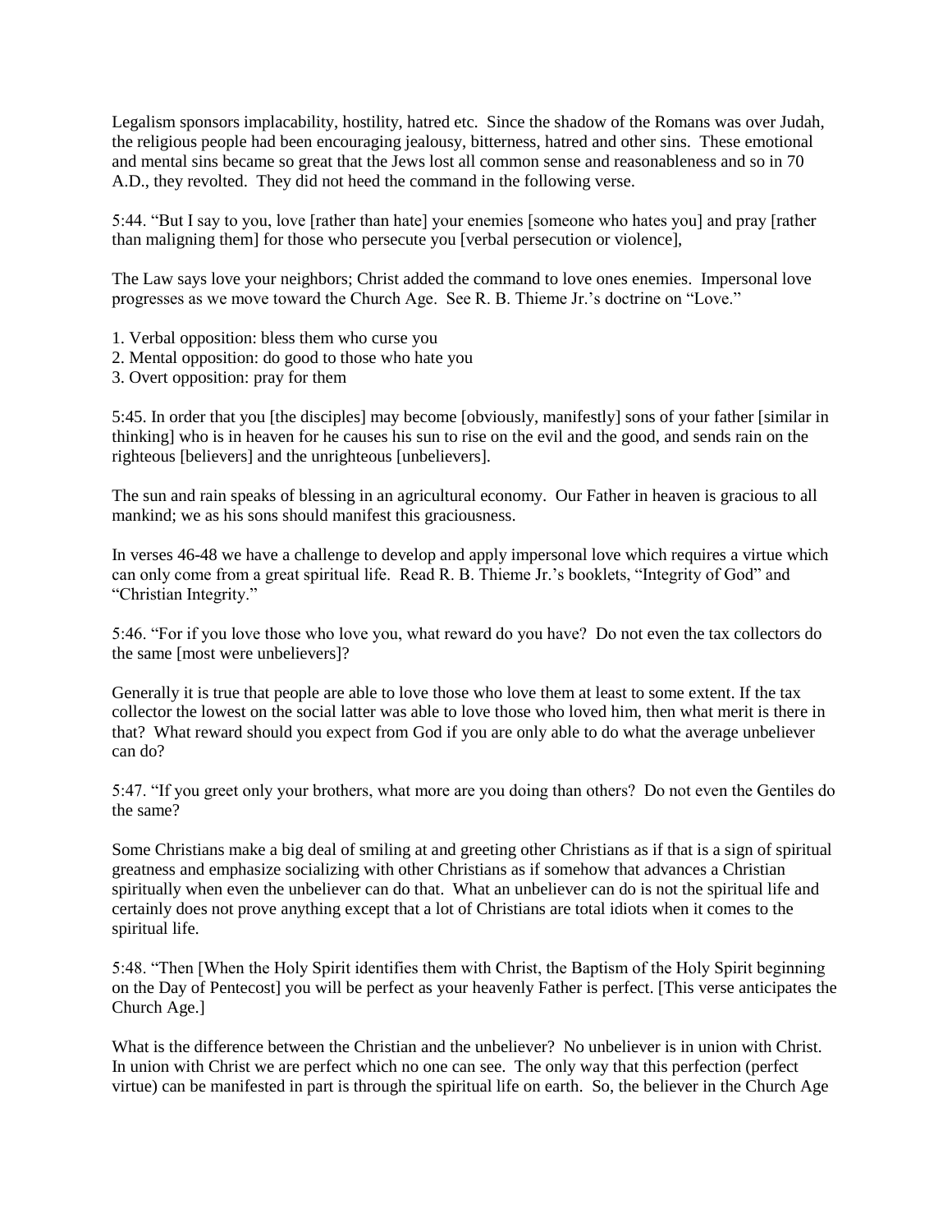Legalism sponsors implacability, hostility, hatred etc. Since the shadow of the Romans was over Judah, the religious people had been encouraging jealousy, bitterness, hatred and other sins. These emotional and mental sins became so great that the Jews lost all common sense and reasonableness and so in 70 A.D., they revolted. They did not heed the command in the following verse.

5:44. "But I say to you, love [rather than hate] your enemies [someone who hates you] and pray [rather than maligning them] for those who persecute you [verbal persecution or violence],

The Law says love your neighbors; Christ added the command to love ones enemies. Impersonal love progresses as we move toward the Church Age. See R. B. Thieme Jr.'s doctrine on "Love."

1. Verbal opposition: bless them who curse you
2. Mental opposition: do good to those who hate you
3. Overt opposition: pray for them

5:45. In order that you [the disciples] may become [obviously, manifestly] sons of your father [similar in thinking] who is in heaven for he causes his sun to rise on the evil and the good, and sends rain on the righteous [believers] and the unrighteous [unbelievers].

The sun and rain speaks of blessing in an agricultural economy. Our Father in heaven is gracious to all mankind; we as his sons should manifest this graciousness.

In verses 46-48 we have a challenge to develop and apply impersonal love which requires a virtue which can only come from a great spiritual life. Read R. B. Thieme Jr.'s booklets, "Integrity of God" and "Christian Integrity."

5:46. "For if you love those who love you, what reward do you have? Do not even the tax collectors do the same [most were unbelievers]?

Generally it is true that people are able to love those who love them at least to some extent. If the tax collector the lowest on the social latter was able to love those who loved him, then what merit is there in that? What reward should you expect from God if you are only able to do what the average unbeliever can do?

5:47. "If you greet only your brothers, what more are you doing than others? Do not even the Gentiles do the same?

Some Christians make a big deal of smiling at and greeting other Christians as if that is a sign of spiritual greatness and emphasize socializing with other Christians as if somehow that advances a Christian spiritually when even the unbeliever can do that. What an unbeliever can do is not the spiritual life and certainly does not prove anything except that a lot of Christians are total idiots when it comes to the spiritual life.

5:48. "Then [When the Holy Spirit identifies them with Christ, the Baptism of the Holy Spirit beginning on the Day of Pentecost] you will be perfect as your heavenly Father is perfect. [This verse anticipates the Church Age.]

What is the difference between the Christian and the unbeliever? No unbeliever is in union with Christ. In union with Christ we are perfect which no one can see. The only way that this perfection (perfect virtue) can be manifested in part is through the spiritual life on earth. So, the believer in the Church Age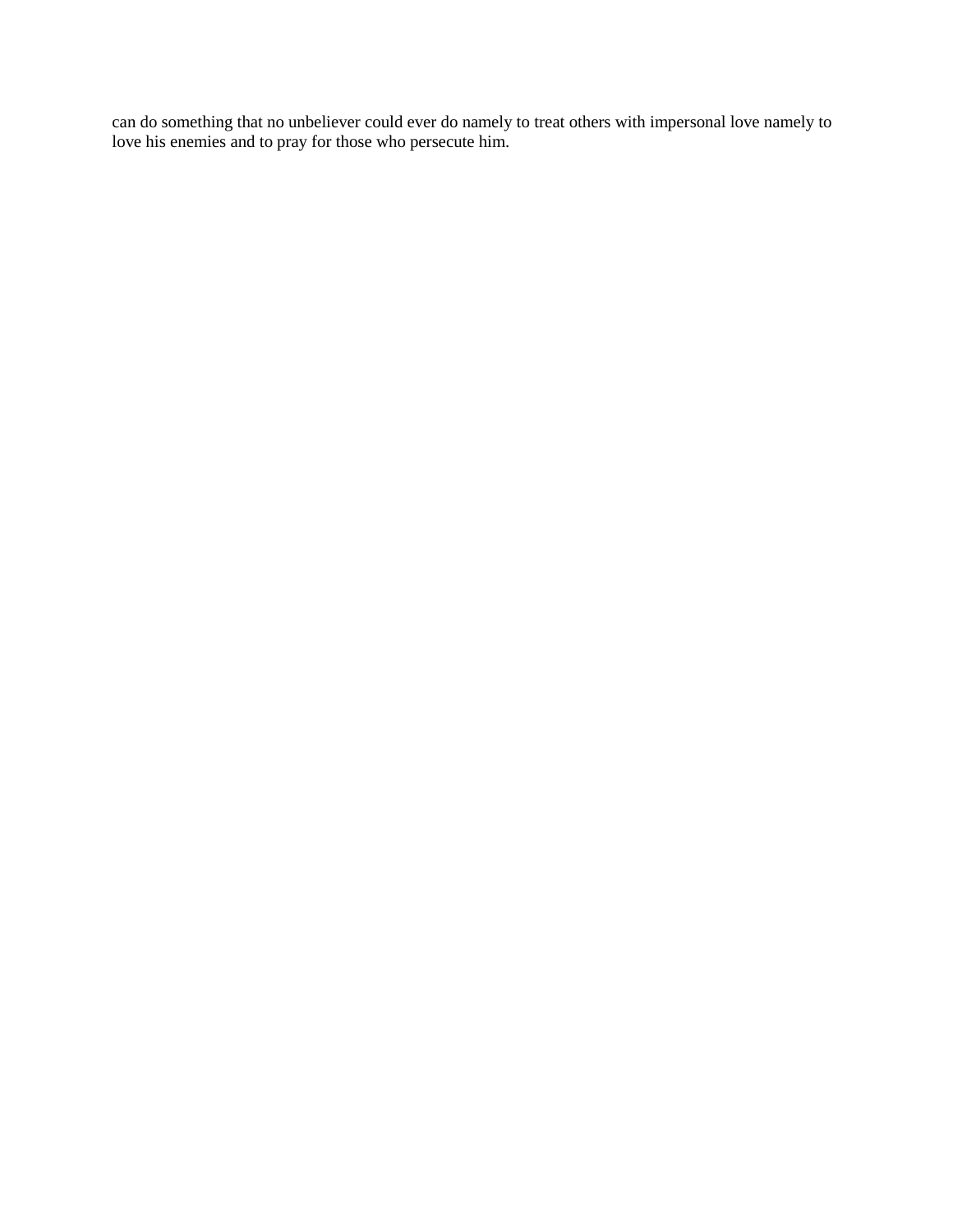can do something that no unbeliever could ever do namely to treat others with impersonal love namely to love his enemies and to pray for those who persecute him.